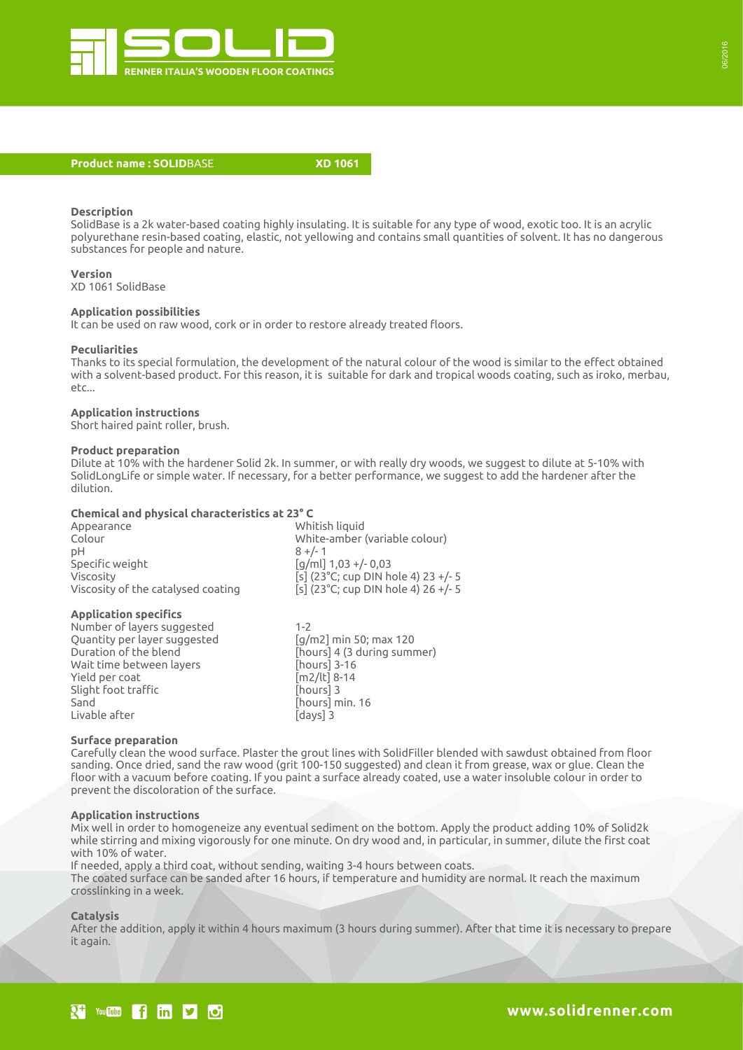**SOLID**

**RENNER ITALIA'S WOODEN FLOOR COATINGS**

**Product name : SOLID**BASE **XD 1061**

**Description**
SolidBase is a 2k water-based coating highly insulating. It is suitable for any type of wood, exotic too. It is an acrylic polyurethane resin-based coating, elastic, not yellowing and contains small quantities of solvent. It has no dangerous substances for people and nature.

**Version**
XD 1061 SolidBase

**Application possibilities**
It can be used on raw wood, cork or in order to restore already treated floors.

**Peculiarities**
Thanks to its special formulation, the development of the natural colour of the wood is similar to the effect obtained with a solvent-based product. For this reason, it is suitable for dark and tropical woods coating, such as iroko, merbau, etc...

**Application instructions**
Short haired paint roller, brush.

**Product preparation**
Dilute at 10% with the hardener Solid 2k. In summer, or with really dry woods, we suggest to dilute at 5-10% with SolidLongLife or simple water. If necessary, for a better performance, we suggest to add the hardener after the dilution.

**Chemical and physical characteristics at 23° C**

| | |
|---|---|
| Appearance | Whitish liquid |
| Colour | White-amber (variable colour) |
| pH | 8 +/- 1 |
| Specific weight | [g/ml] 1,03 +/- 0,03 |
| Viscosity | [s] (23°C; cup DIN hole 4) 23 +/- 5 |
| Viscosity of the catalysed coating | [s] (23°C; cup DIN hole 4) 26 +/- 5 |

**Application specifics**

| | |
|---|---|
| Number of layers suggested | 1-2 |
| Quantity per layer suggested | [g/m2] min 50; max 120 |
| Duration of the blend | [hours] 4 (3 during summer) |
| Wait time between layers | [hours] 3-16 |
| Yield per coat | [m2/lt] 8-14 |
| Slight foot traffic | [hours] 3 |
| Sand | [hours] min. 16 |
| Livable after | [days] 3 |

**Surface preparation**
Carefully clean the wood surface. Plaster the grout lines with SolidFiller blended with sawdust obtained from floor sanding. Once dried, sand the raw wood (grit 100-150 suggested) and clean it from grease, wax or glue. Clean the floor with a vacuum before coating. If you paint a surface already coated, use a water insoluble colour in order to prevent the discoloration of the surface.

**Application instructions**
Mix well in order to homogeneize any eventual sediment on the bottom. Apply the product adding 10% of Solid2k while stirring and mixing vigorously for one minute. On dry wood and, in particular, in summer, dilute the first coat with 10% of water.
If needed, apply a third coat, without sending, waiting 3-4 hours between coats.
The coated surface can be sanded after 16 hours, if temperature and humidity are normal. It reach the maximum crosslinking in a week.

**Catalysis**
After the addition, apply it within 4 hours maximum (3 hours during summer). After that time it is necessary to prepare it again.

**www.solidrenner.com**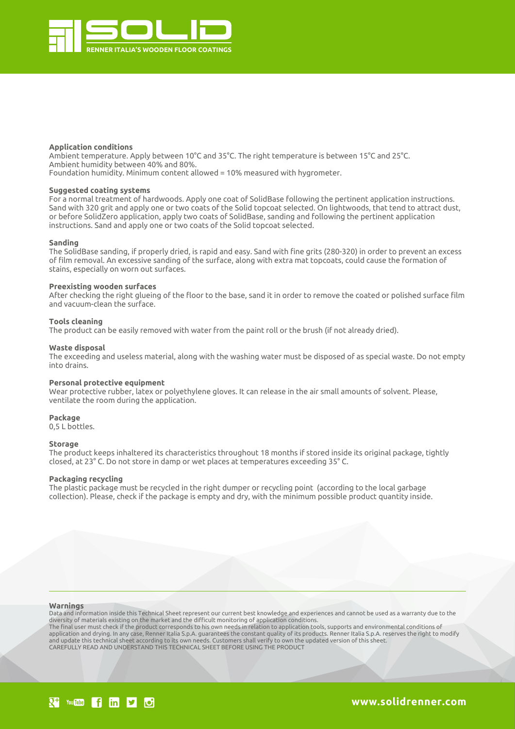**Application conditions**
Ambient temperature. Apply between 10°C and 35°C. The right temperature is between 15°C and 25°C.
Ambient humidity between 40% and 80%.
Foundation humidity. Minimum content allowed = 10% measured with hygrometer.

**Suggested coating systems**
For a normal treatment of hardwoods. Apply one coat of SolidBase following the pertinent application instructions. Sand with 320 grit and apply one or two coats of the Solid topcoat selected. On lightwoods, that tend to attract dust, or before SolidZero application, apply two coats of SolidBase, sanding and following the pertinent application instructions. Sand and apply one or two coats of the Solid topcoat selected.

**Sanding**
The SolidBase sanding, if properly dried, is rapid and easy. Sand with fine grits (280-320) in order to prevent an excess of film removal. An excessive sanding of the surface, along with extra mat topcoats, could cause the formation of stains, especially on worn out surfaces.

**Preexisting wooden surfaces**
After checking the right glueing of the floor to the base, sand it in order to remove the coated or polished surface film and vacuum-clean the surface.

**Tools cleaning**
The product can be easily removed with water from the paint roll or the brush (if not already dried).

**Waste disposal**
The exceeding and useless material, along with the washing water must be disposed of as special waste. Do not empty into drains.

**Personal protective equipment**
Wear protective rubber, latex or polyethylene gloves. It can release in the air small amounts of solvent. Please, ventilate the room during the application.

**Package**
0,5 L bottles.

**Storage**
The product keeps inhaltered its characteristics throughout 18 months if stored inside its original package, tightly closed, at 23° C. Do not store in damp or wet places at temperatures exceeding 35° C.

**Packaging recycling**
The plastic package must be recycled in the right dumper or recycling point (according to the local garbage collection). Please, check if the package is empty and dry, with the minimum possible product quantity inside.

---

**Warnings**
Data and information inside this Technical Sheet represent our current best knowledge and experiences and cannot be used as a warranty due to the diversity of materials existing on the market and the difficult monitoring of application conditions.
The final user must check if the product corresponds to his own needs in relation to application tools, supports and environmental conditions of application and drying. In any case, Renner Italia S.p.A. guarantees the constant quality of its products. Renner Italia S.p.A. reserves the right to modify and update this technical sheet according to its own needs. Customers shall verify to own the updated version of this sheet.
CAREFULLY READ AND UNDERSTAND THIS TECHNICAL SHEET BEFORE USING THE PRODUCT

www.solidrenner.com